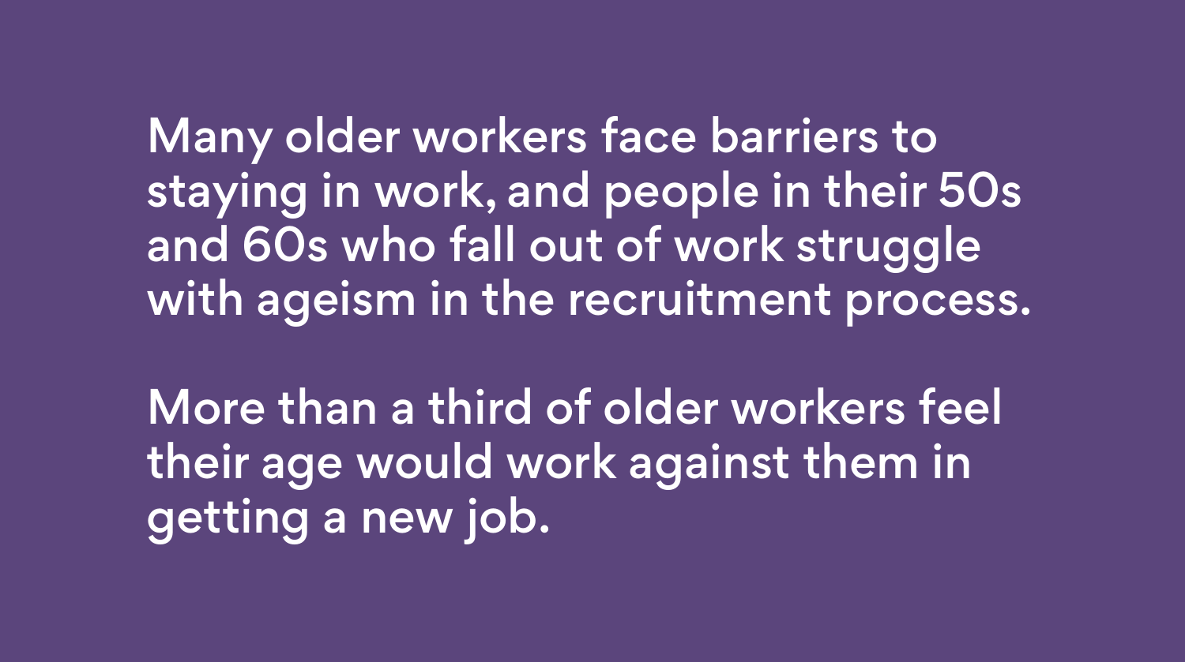Many older workers face barriers to staying in work, and people in their 50s and 60s who fall out of work struggle with ageism in the recruitment process.

More than a third of older workers feel their age would work against them in getting a new job.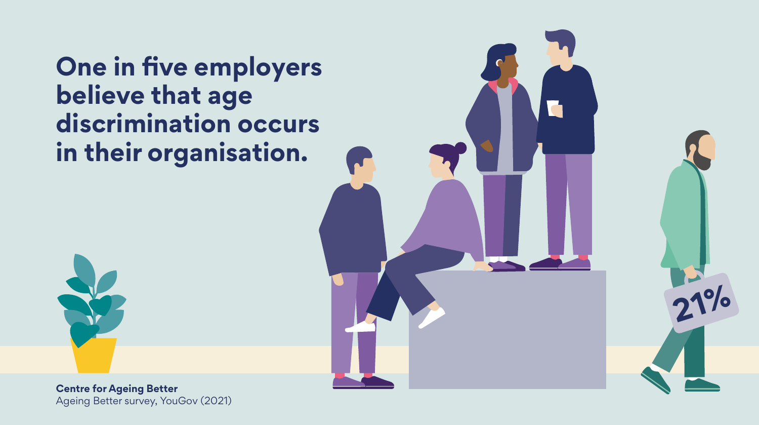# One in five employers believe that age discrimination occurs in their organisation.

21%

**Centre for Ageing Better**
Ageing Better survey, YouGov (2021)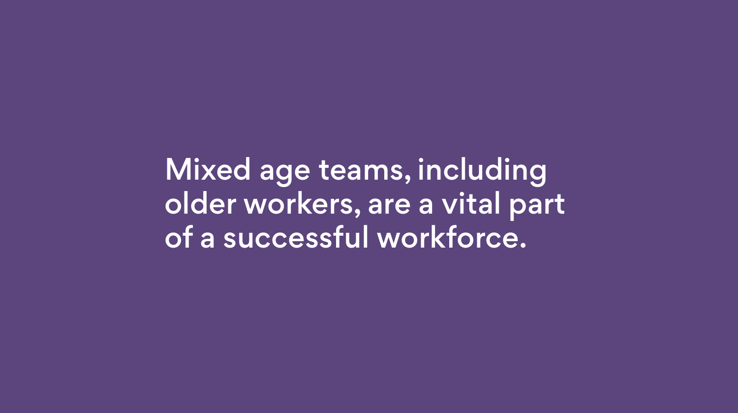Mixed age teams, including older workers, are a vital part of a successful workforce.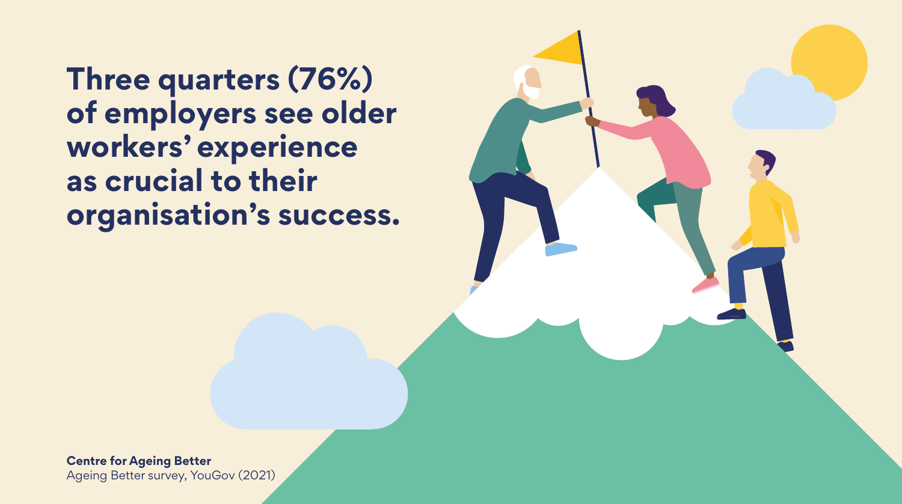# Three quarters (76%) of employers see older workers' experience as crucial to their organisation's success.

**Centre for Ageing Better**
Ageing Better survey, YouGov (2021)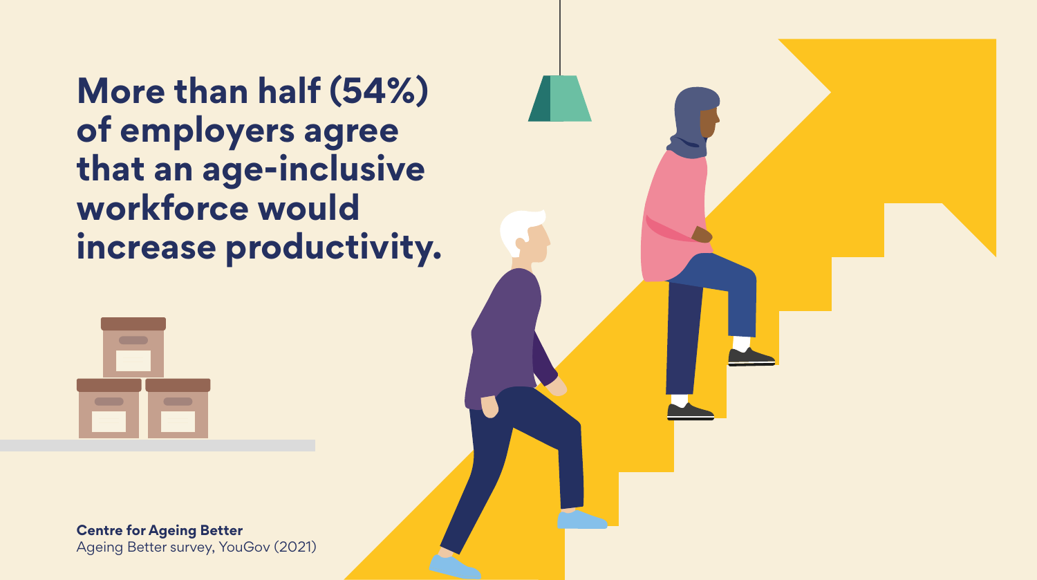# More than half (54%) of employers agree that an age-inclusive workforce would increase productivity.

**Centre for Ageing Better**
Ageing Better survey, YouGov (2021)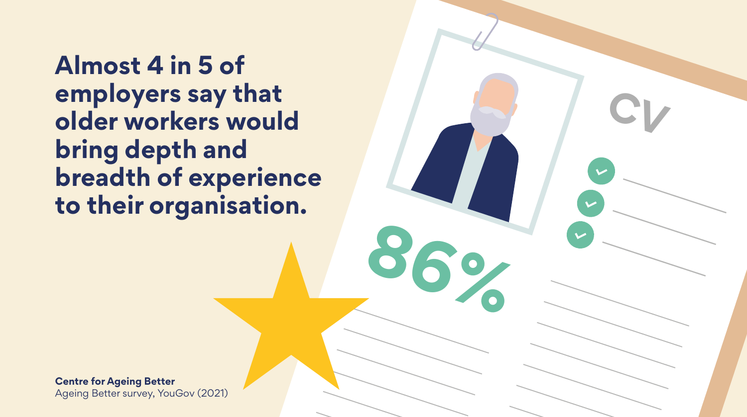**Almost 4 in 5 of employers say that older workers would bring depth and breadth of experience to their organisation.**

86%

CV

**Centre for Ageing Better**
Ageing Better survey, YouGov (2021)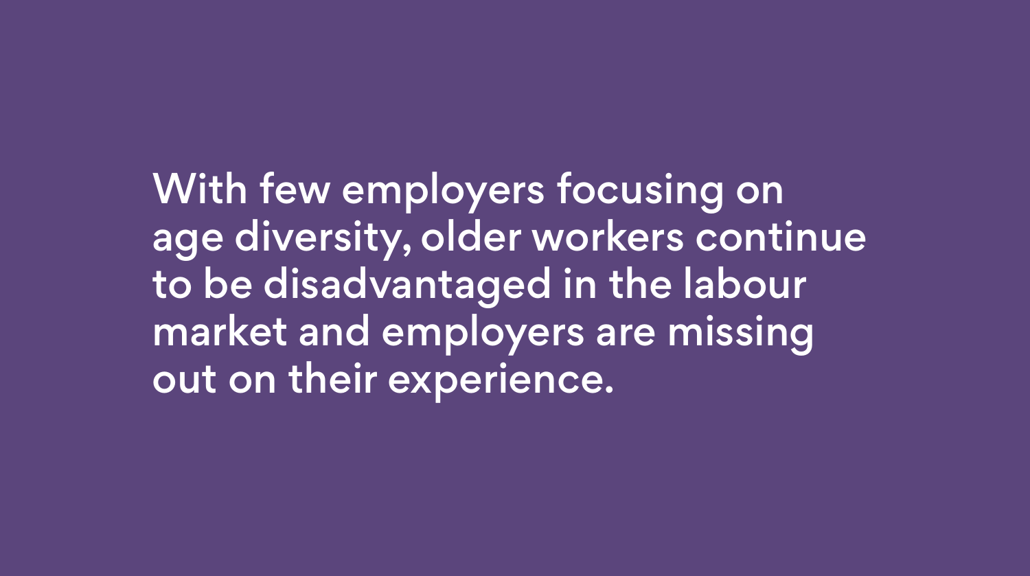With few employers focusing on age diversity, older workers continue to be disadvantaged in the labour market and employers are missing out on their experience.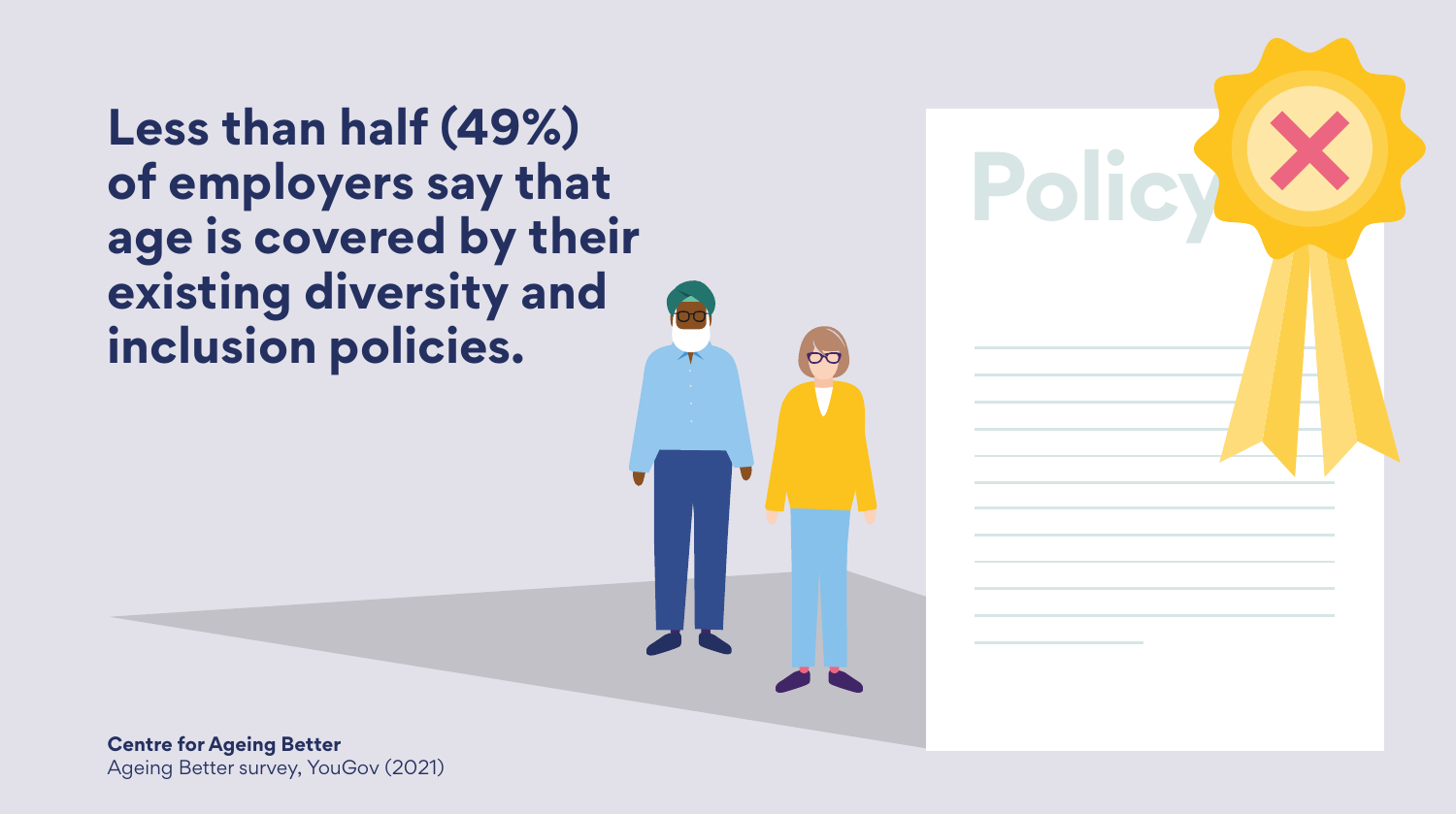# Less than half (49%) of employers say that age is covered by their existing diversity and inclusion policies.

**Centre for Ageing Better**
Ageing Better survey, YouGov (2021)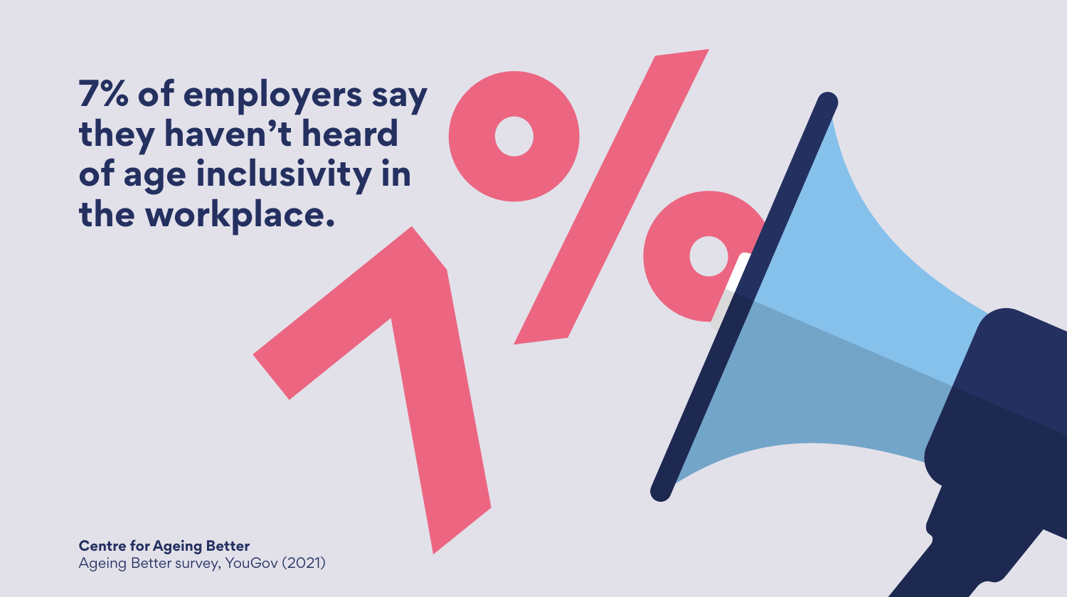# 7% of employers say they haven't heard of age inclusivity in the workplace.

**Centre for Ageing Better**
Ageing Better survey, YouGov (2021)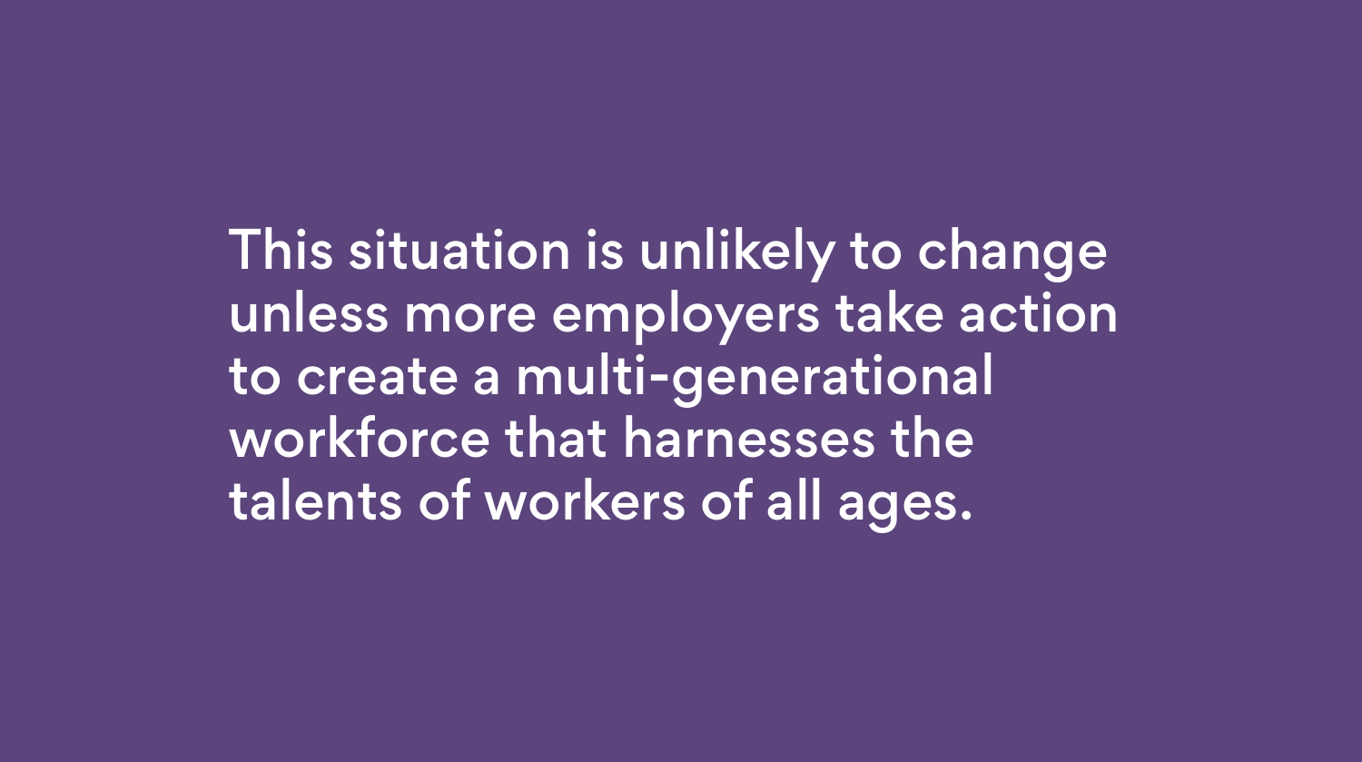This situation is unlikely to change unless more employers take action to create a multi-generational workforce that harnesses the talents of workers of all ages.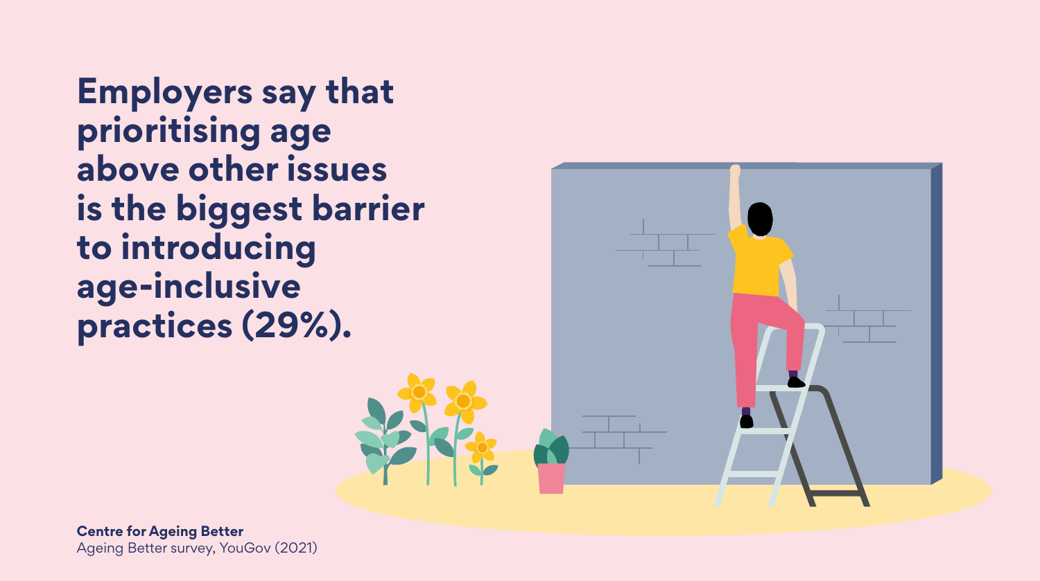# Employers say that prioritising age above other issues is the biggest barrier to introducing age-inclusive practices (29%).

**Centre for Ageing Better**
Ageing Better survey, YouGov (2021)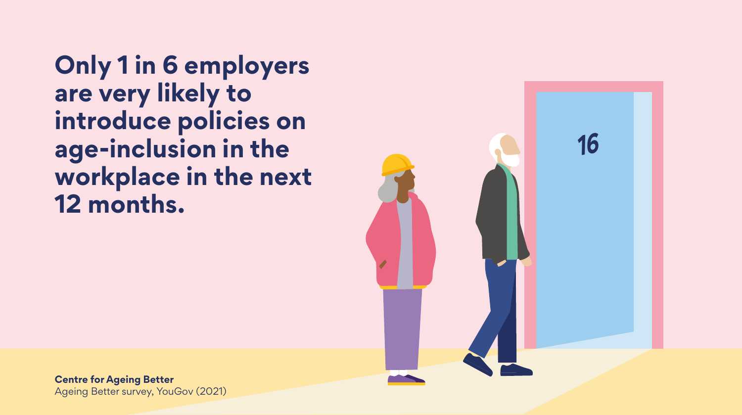# Only 1 in 6 employers are very likely to introduce policies on age-inclusion in the workplace in the next 12 months.

**Centre for Ageing Better**
Ageing Better survey, YouGov (2021)